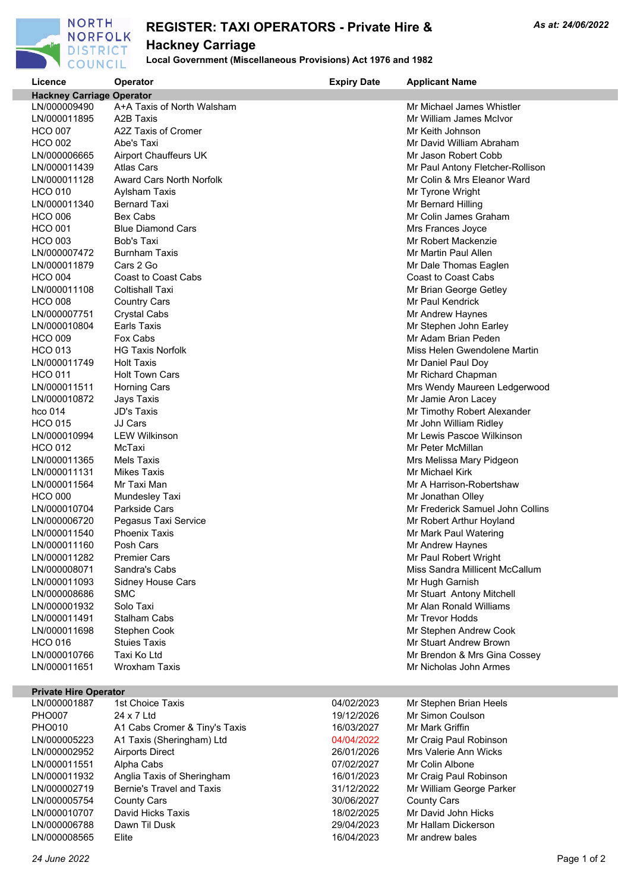NORTH NORFOLK DISTRICT COUNCIL

# REGISTER: TAXI OPERATORS - Private Hire & Hackney Carriage

**Local Government (Miscellaneous Provisions) Act 1976 and 1982**

*As at: 24/06/2022*

| Licence | Operator | Expiry Date | Applicant Name |
|---|---|---|---|
| **Hackney Carriage Operator** | | | |
| LN/000009490 | A+A Taxis of North Walsham | | Mr Michael James Whistler |
| LN/000011895 | A2B Taxis | | Mr William James McIvor |
| HCO 007 | A2Z Taxis of Cromer | | Mr Keith Johnson |
| HCO 002 | Abe's Taxi | | Mr David William Abraham |
| LN/000006665 | Airport Chauffeurs UK | | Mr Jason Robert Cobb |
| LN/000011439 | Atlas Cars | | Mr Paul Antony Fletcher-Rollison |
| LN/000011128 | Award Cars North Norfolk | | Mr Colin & Mrs Eleanor Ward |
| HCO 010 | Aylsham Taxis | | Mr Tyrone Wright |
| LN/000011340 | Bernard Taxi | | Mr Bernard Hilling |
| HCO 006 | Bex Cabs | | Mr Colin James Graham |
| HCO 001 | Blue Diamond Cars | | Mrs Frances Joyce |
| HCO 003 | Bob's Taxi | | Mr Robert Mackenzie |
| LN/000007472 | Burnham Taxis | | Mr Martin Paul Allen |
| LN/000011879 | Cars 2 Go | | Mr Dale Thomas Eaglen |
| HCO 004 | Coast to Coast Cabs | | Coast to Coast Cabs |
| LN/000011108 | Coltishall Taxi | | Mr Brian George Getley |
| HCO 008 | Country Cars | | Mr Paul Kendrick |
| LN/000007751 | Crystal Cabs | | Mr Andrew Haynes |
| LN/000010804 | Earls Taxis | | Mr Stephen John Earley |
| HCO 009 | Fox Cabs | | Mr Adam Brian Peden |
| HCO 013 | HG Taxis Norfolk | | Miss Helen Gwendolene Martin |
| LN/000011749 | Holt Taxis | | Mr Daniel Paul Doy |
| HCO 011 | Holt Town Cars | | Mr Richard Chapman |
| LN/000011511 | Horning Cars | | Mrs Wendy Maureen Ledgerwood |
| LN/000010872 | Jays Taxis | | Mr Jamie Aron Lacey |
| hco 014 | JD's Taxis | | Mr Timothy Robert Alexander |
| HCO 015 | JJ Cars | | Mr John William Ridley |
| LN/000010994 | LEW Wilkinson | | Mr Lewis Pascoe Wilkinson |
| HCO 012 | McTaxi | | Mr Peter McMillan |
| LN/000011365 | Mels Taxis | | Mrs Melissa Mary Pidgeon |
| LN/000011131 | Mikes Taxis | | Mr Michael Kirk |
| LN/000011564 | Mr Taxi Man | | Mr A Harrison-Robertshaw |
| HCO 000 | Mundesley Taxi | | Mr Jonathan Olley |
| LN/000010704 | Parkside Cars | | Mr Frederick Samuel John Collins |
| LN/000006720 | Pegasus Taxi Service | | Mr Robert Arthur Hoyland |
| LN/000011540 | Phoenix Taxis | | Mr Mark Paul Watering |
| LN/000011160 | Posh Cars | | Mr Andrew Haynes |
| LN/000011282 | Premier Cars | | Mr Paul Robert Wright |
| LN/000008071 | Sandra's Cabs | | Miss Sandra Millicent McCallum |
| LN/000011093 | Sidney House Cars | | Mr Hugh Garnish |
| LN/000008686 | SMC | | Mr Stuart Antony Mitchell |
| LN/000001932 | Solo Taxi | | Mr Alan Ronald Williams |
| LN/000011491 | Stalham Cabs | | Mr Trevor Hodds |
| LN/000011698 | Stephen Cook | | Mr Stephen Andrew Cook |
| HCO 016 | Stuies Taxis | | Mr Stuart Andrew Brown |
| LN/000010766 | Taxi Ko Ltd | | Mr Brendon & Mrs Gina Cossey |
| LN/000011651 | Wroxham Taxis | | Mr Nicholas John Armes |
| **Private Hire Operator** | | | |
| LN/000001887 | 1st Choice Taxis | 04/02/2023 | Mr Stephen Brian Heels |
| PHO007 | 24 x 7 Ltd | 19/12/2026 | Mr Simon Coulson |
| PHO010 | A1 Cabs Cromer & Tiny's Taxis | 16/03/2027 | Mr Mark Griffin |
| LN/000005223 | A1 Taxis (Sheringham) Ltd | 04/04/2022 | Mr Craig Paul Robinson |
| LN/000002952 | Airports Direct | 26/01/2026 | Mrs Valerie Ann Wicks |
| LN/000011551 | Alpha Cabs | 07/02/2027 | Mr Colin Albone |
| LN/000011932 | Anglia Taxis of Sheringham | 16/01/2023 | Mr Craig Paul Robinson |
| LN/000002719 | Bernie's Travel and Taxis | 31/12/2022 | Mr William George Parker |
| LN/000005754 | County Cars | 30/06/2027 | County Cars |
| LN/000010707 | David Hicks Taxis | 18/02/2025 | Mr David John Hicks |
| LN/000006788 | Dawn Til Dusk | 29/04/2023 | Mr Hallam Dickerson |
| LN/000008565 | Elite | 16/04/2023 | Mr andrew bales |

*24 June 2022*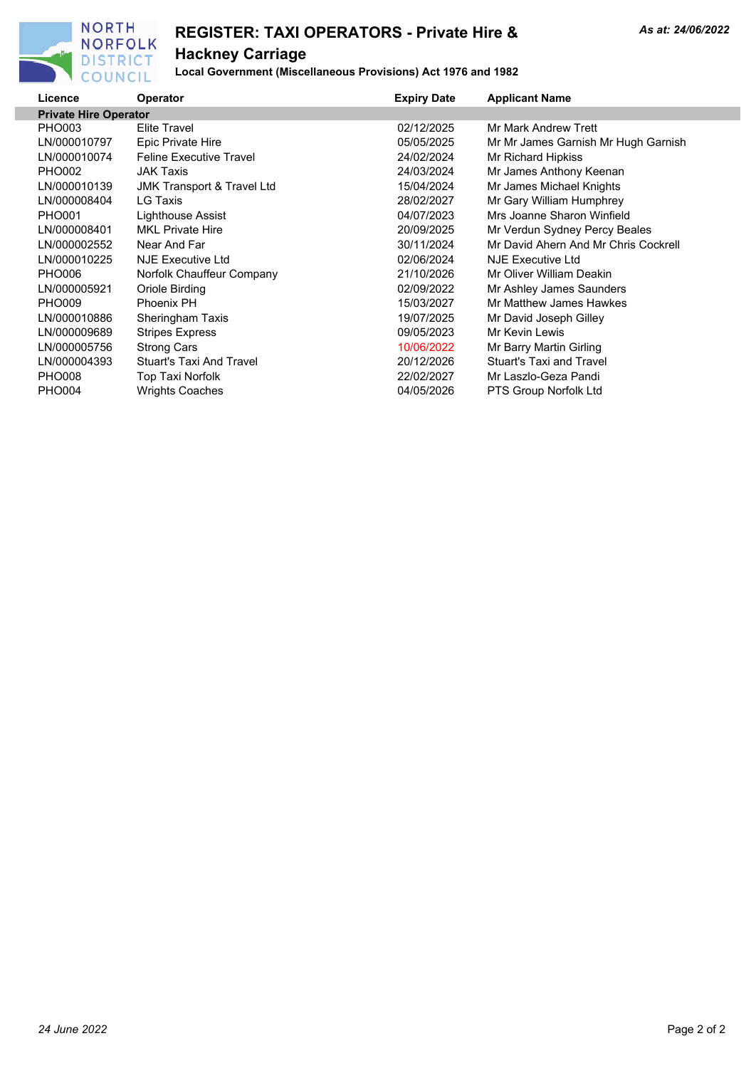# REGISTER: TAXI OPERATORS - Private Hire & Hackney Carriage

**Local Government (Miscellaneous Provisions) Act 1976 and 1982**

*As at: 24/06/2022*

| Licence | Operator | Expiry Date | Applicant Name |
|---|---|---|---|
| **Private Hire Operator** | | | |
| PHO003 | Elite Travel | 02/12/2025 | Mr Mark Andrew Trett |
| LN/000010797 | Epic Private Hire | 05/05/2025 | Mr Mr James Garnish Mr Hugh Garnish |
| LN/000010074 | Feline Executive Travel | 24/02/2024 | Mr Richard Hipkiss |
| PHO002 | JAK Taxis | 24/03/2024 | Mr James Anthony Keenan |
| LN/000010139 | JMK Transport & Travel Ltd | 15/04/2024 | Mr James Michael Knights |
| LN/000008404 | LG Taxis | 28/02/2027 | Mr Gary William Humphrey |
| PHO001 | Lighthouse Assist | 04/07/2023 | Mrs Joanne Sharon Winfield |
| LN/000008401 | MKL Private Hire | 20/09/2025 | Mr Verdun Sydney Percy Beales |
| LN/000002552 | Near And Far | 30/11/2024 | Mr David Ahern And Mr Chris Cockrell |
| LN/000010225 | NJE Executive Ltd | 02/06/2024 | NJE Executive Ltd |
| PHO006 | Norfolk Chauffeur Company | 21/10/2026 | Mr Oliver William Deakin |
| LN/000005921 | Oriole Birding | 02/09/2022 | Mr Ashley James Saunders |
| PHO009 | Phoenix PH | 15/03/2027 | Mr Matthew James Hawkes |
| LN/000010886 | Sheringham Taxis | 19/07/2025 | Mr David Joseph Gilley |
| LN/000009689 | Stripes Express | 09/05/2023 | Mr Kevin Lewis |
| LN/000005756 | Strong Cars | 10/06/2022 | Mr Barry Martin Girling |
| LN/000004393 | Stuart's Taxi And Travel | 20/12/2026 | Stuart's Taxi and Travel |
| PHO008 | Top Taxi Norfolk | 22/02/2027 | Mr Laszlo-Geza Pandi |
| PHO004 | Wrights Coaches | 04/05/2026 | PTS Group Norfolk Ltd |

*24 June 2022*